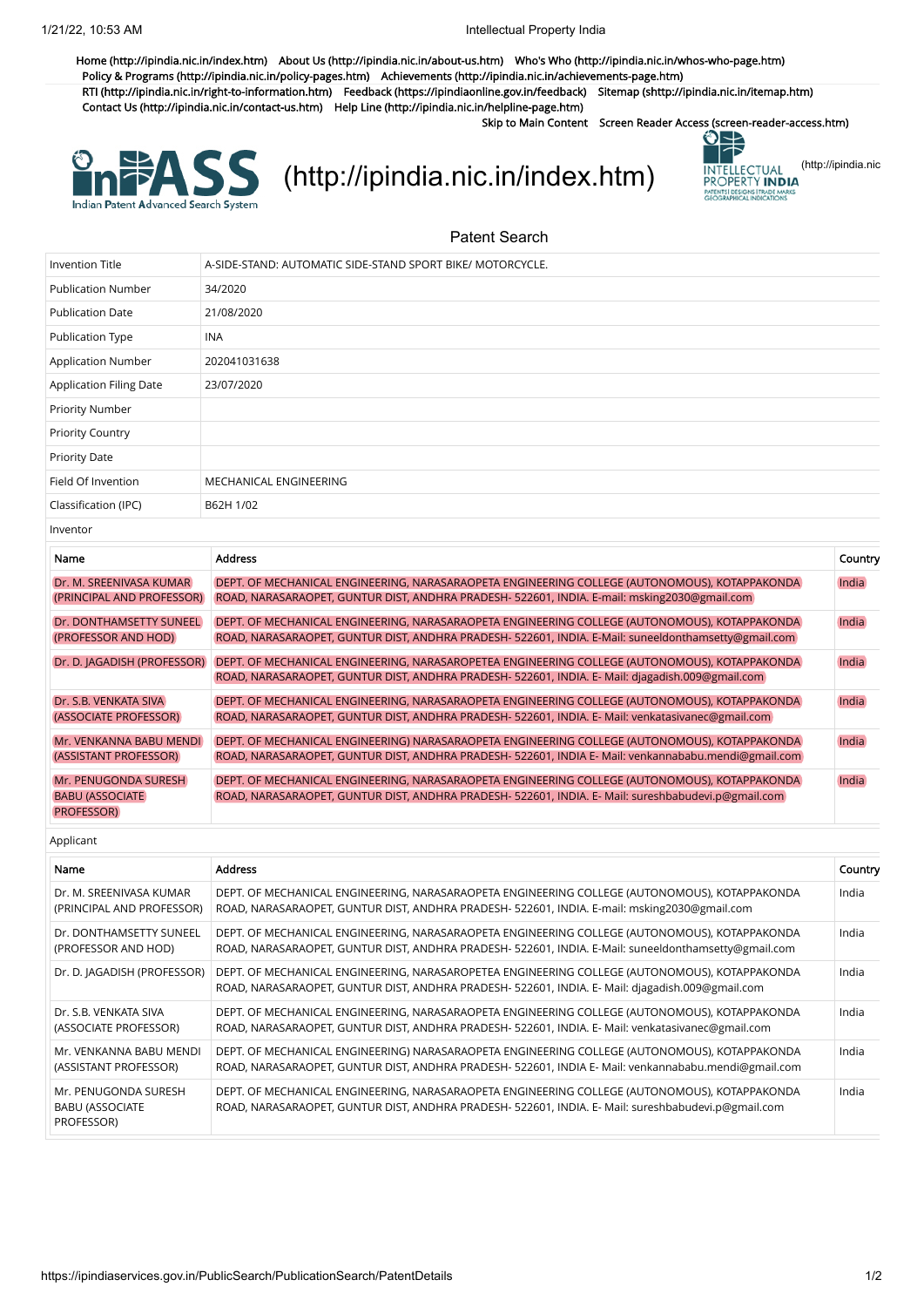Home (http://ipindia.nic.in/index.htm) About Us (http://ipindia.nic.in/about-us.htm) Who's Who (http://ipindia.nic.in/whos-who-page.htm) Policy & Programs (http://ipindia.nic.in/policy-pages.htm) Achievements (http://ipindia.nic.in/achievements-page.htm) RTI (http://ipindia.nic.in/right-to-information.htm) Feedback (https://ipindiaonline.gov.in/feedback) Sitemap (shttp://ipindia.nic.in/itemap.htm) Contact Us (http://ipindia.nic.in/contact-us.htm) Help Line (http://ipindia.nic.in/helpline-page.htm)

Skip to Main Content Screen Reader Access (screen-reader-access.htm)

InPASS Indian Patent Advanced Search System (http://ipindia.nic.in/index.htm) INTELLECTUAL PROPERTY INDIA PATENTS | DESIGNS | TRADE MARKS GEOGRAPHICAL INDICATIONS (http://ipindia.nic

## Patent Search

| | |
|---|---|
| Invention Title | A-SIDE-STAND: AUTOMATIC SIDE-STAND SPORT BIKE/ MOTORCYCLE. |
| Publication Number | 34/2020 |
| Publication Date | 21/08/2020 |
| Publication Type | INA |
| Application Number | 202041031638 |
| Application Filing Date | 23/07/2020 |
| Priority Number | |
| Priority Country | |
| Priority Date | |
| Field Of Invention | MECHANICAL ENGINEERING |
| Classification (IPC) | B62H 1/02 |

Inventor

| Name | Address | Country |
|---|---|---|
| Dr. M. SREENIVASA KUMAR (PRINCIPAL AND PROFESSOR) | DEPT. OF MECHANICAL ENGINEERING, NARASARAOPETA ENGINEERING COLLEGE (AUTONOMOUS), KOTAPPAKONDA ROAD, NARASARAOPET, GUNTUR DIST, ANDHRA PRADESH- 522601, INDIA. E-mail: msking2030@gmail.com | India |
| Dr. DONTHAMSETTY SUNEEL (PROFESSOR AND HOD) | DEPT. OF MECHANICAL ENGINEERING, NARASARAOPETA ENGINEERING COLLEGE (AUTONOMOUS), KOTAPPAKONDA ROAD, NARASARAOPET, GUNTUR DIST, ANDHRA PRADESH- 522601, INDIA. E-Mail: suneeldonthamsetty@gmail.com | India |
| Dr. D. JAGADISH (PROFESSOR) | DEPT. OF MECHANICAL ENGINEERING, NARASAROPETEA ENGINEERING COLLEGE (AUTONOMOUS), KOTAPPAKONDA ROAD, NARASARAOPET, GUNTUR DIST, ANDHRA PRADESH- 522601, INDIA. E- Mail: djagadish.009@gmail.com | India |
| Dr. S.B. VENKATA SIVA (ASSOCIATE PROFESSOR) | DEPT. OF MECHANICAL ENGINEERING, NARASARAOPETA ENGINEERING COLLEGE (AUTONOMOUS), KOTAPPAKONDA ROAD, NARASARAOPET, GUNTUR DIST, ANDHRA PRADESH- 522601, INDIA. E- Mail: venkatasivanec@gmail.com | India |
| Mr. VENKANNA BABU MENDI (ASSISTANT PROFESSOR) | DEPT. OF MECHANICAL ENGINEERING) NARASARAOPETA ENGINEERING COLLEGE (AUTONOMOUS), KOTAPPAKONDA ROAD, NARASARAOPET, GUNTUR DIST, ANDHRA PRADESH- 522601, INDIA E- Mail: venkannababu.mendi@gmail.com | India |
| Mr. PENUGONDA SURESH BABU (ASSOCIATE PROFESSOR) | DEPT. OF MECHANICAL ENGINEERING, NARASARAOPETA ENGINEERING COLLEGE (AUTONOMOUS), KOTAPPAKONDA ROAD, NARASARAOPET, GUNTUR DIST, ANDHRA PRADESH- 522601, INDIA. E- Mail: sureshbabudevi.p@gmail.com | India |

Applicant

| Name | Address | Country |
|---|---|---|
| Dr. M. SREENIVASA KUMAR (PRINCIPAL AND PROFESSOR) | DEPT. OF MECHANICAL ENGINEERING, NARASARAOPETA ENGINEERING COLLEGE (AUTONOMOUS), KOTAPPAKONDA ROAD, NARASARAOPET, GUNTUR DIST, ANDHRA PRADESH- 522601, INDIA. E-mail: msking2030@gmail.com | India |
| Dr. DONTHAMSETTY SUNEEL (PROFESSOR AND HOD) | DEPT. OF MECHANICAL ENGINEERING, NARASARAOPETA ENGINEERING COLLEGE (AUTONOMOUS), KOTAPPAKONDA ROAD, NARASARAOPET, GUNTUR DIST, ANDHRA PRADESH- 522601, INDIA. E-Mail: suneeldonthamsetty@gmail.com | India |
| Dr. D. JAGADISH (PROFESSOR) | DEPT. OF MECHANICAL ENGINEERING, NARASAROPETEA ENGINEERING COLLEGE (AUTONOMOUS), KOTAPPAKONDA ROAD, NARASARAOPET, GUNTUR DIST, ANDHRA PRADESH- 522601, INDIA. E- Mail: djagadish.009@gmail.com | India |
| Dr. S.B. VENKATA SIVA (ASSOCIATE PROFESSOR) | DEPT. OF MECHANICAL ENGINEERING, NARASARAOPETA ENGINEERING COLLEGE (AUTONOMOUS), KOTAPPAKONDA ROAD, NARASARAOPET, GUNTUR DIST, ANDHRA PRADESH- 522601, INDIA. E- Mail: venkatasivanec@gmail.com | India |
| Mr. VENKANNA BABU MENDI (ASSISTANT PROFESSOR) | DEPT. OF MECHANICAL ENGINEERING) NARASARAOPETA ENGINEERING COLLEGE (AUTONOMOUS), KOTAPPAKONDA ROAD, NARASARAOPET, GUNTUR DIST, ANDHRA PRADESH- 522601, INDIA E- Mail: venkannababu.mendi@gmail.com | India |
| Mr. PENUGONDA SURESH BABU (ASSOCIATE PROFESSOR) | DEPT. OF MECHANICAL ENGINEERING, NARASARAOPETA ENGINEERING COLLEGE (AUTONOMOUS), KOTAPPAKONDA ROAD, NARASARAOPET, GUNTUR DIST, ANDHRA PRADESH- 522601, INDIA. E- Mail: sureshbabudevi.p@gmail.com | India |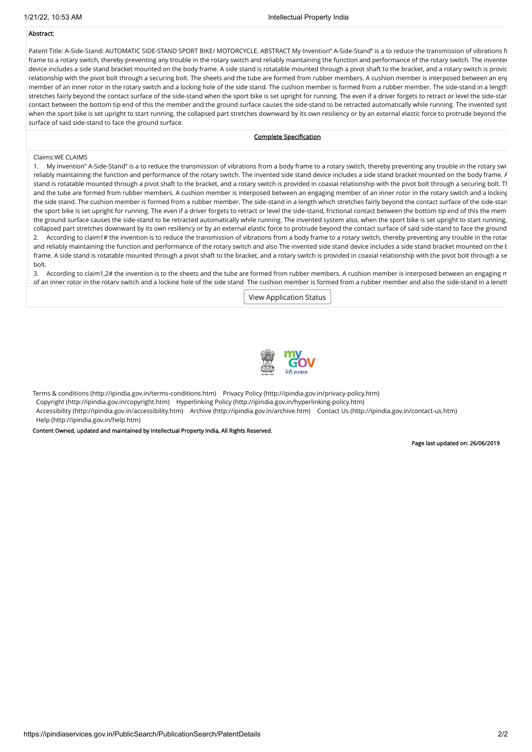**Abstract:**

Patent Title: A-Side-Stand: AUTOMATIC SIDE-STAND SPORT BIKE/ MOTORCYCLE. ABSTRACT My Invention" A-Side-Stand" is a to reduce the transmission of vibrations fr frame to a rotary switch, thereby preventing any trouble in the rotary switch and reliably maintaining the function and performance of the rotary switch. The invented device includes a side stand bracket mounted on the body frame. A side stand is rotatable mounted through a pivot shaft to the bracket, and a rotary switch is provic relationship with the pivot bolt through a securing bolt. The sheets and the tube are formed from rubber members. A cushion member is interposed between an eng member of an inner rotor in the rotary switch and a locking hole of the side stand. The cushion member is formed from a rubber member. The side-stand in a length stretches fairly beyond the contact surface of the side-stand when the sport bike is set upright for running. The even if a driver forgets to retract or level the side-star contact between the bottom tip end of this the member and the ground surface causes the side-stand to be retracted automatically while running. The invented syst when the sport bike is set upright to start running, the collapsed part stretches downward by its own resiliency or by an external elastic force to protrude beyond the surface of said side-stand to face the ground surface.

Complete Specification

Claims:WE CLAIMS

1. My Invention" A-Side-Stand" is a to reduce the transmission of vibrations from a body frame to a rotary switch, thereby preventing any trouble in the rotary swi reliably maintaining the function and performance of the rotary switch. The invented side stand device includes a side stand bracket mounted on the body frame. A stand is rotatable mounted through a pivot shaft to the bracket, and a rotary switch is provided in coaxial relationship with the pivot bolt through a securing bolt. Th and the tube are formed from rubber members. A cushion member is interposed between an engaging member of an inner rotor in the rotary switch and a locking the side stand. The cushion member is formed from a rubber member. The side-stand in a length which stretches fairly beyond the contact surface of the side-stan the sport bike is set upright for running. The even if a driver forgets to retract or level the side-stand, frictional contact between the bottom tip end of this the mem the ground surface causes the side-stand to be retracted automatically while running. The invented system also, when the sport bike is set upright to start running, collapsed part stretches downward by its own resiliency or by an external elastic force to protrude beyond the contact surface of said side-stand to face the ground
2. According to claim1# the invention is to reduce the transmission of vibrations from a body frame to a rotary switch, thereby preventing any trouble in the rotar and reliably maintaining the function and performance of the rotary switch and also The invented side stand device includes a side stand bracket mounted on the b frame. A side stand is rotatable mounted through a pivot shaft to the bracket, and a rotary switch is provided in coaxial relationship with the pivot bolt through a se bolt.
3. According to claim1,2# the invention is to the sheets and the tube are formed from rubber members. A cushion member is interposed between an engaging m of an inner rotor in the rotary switch and a locking hole of the side stand. The cushion member is formed from a rubber member and also the side-stand in a lengt

View Application Status

Terms & conditions (http://ipindia.gov.in/terms-conditions.htm) Privacy Policy (http://ipindia.gov.in/privacy-policy.htm)
Copyright (http://ipindia.gov.in/copyright.htm) Hyperlinking Policy (http://ipindia.gov.in/hyperlinking-policy.htm)
Accessibility (http://ipindia.gov.in/accessibility.htm) Archive (http://ipindia.gov.in/archive.htm) Contact Us (http://ipindia.gov.in/contact-us.htm)
Help (http://ipindia.gov.in/help.htm)

**Content Owned, updated and maintained by Intellectual Property India, All Rights Reserved.**

**Page last updated on: 26/06/2019**